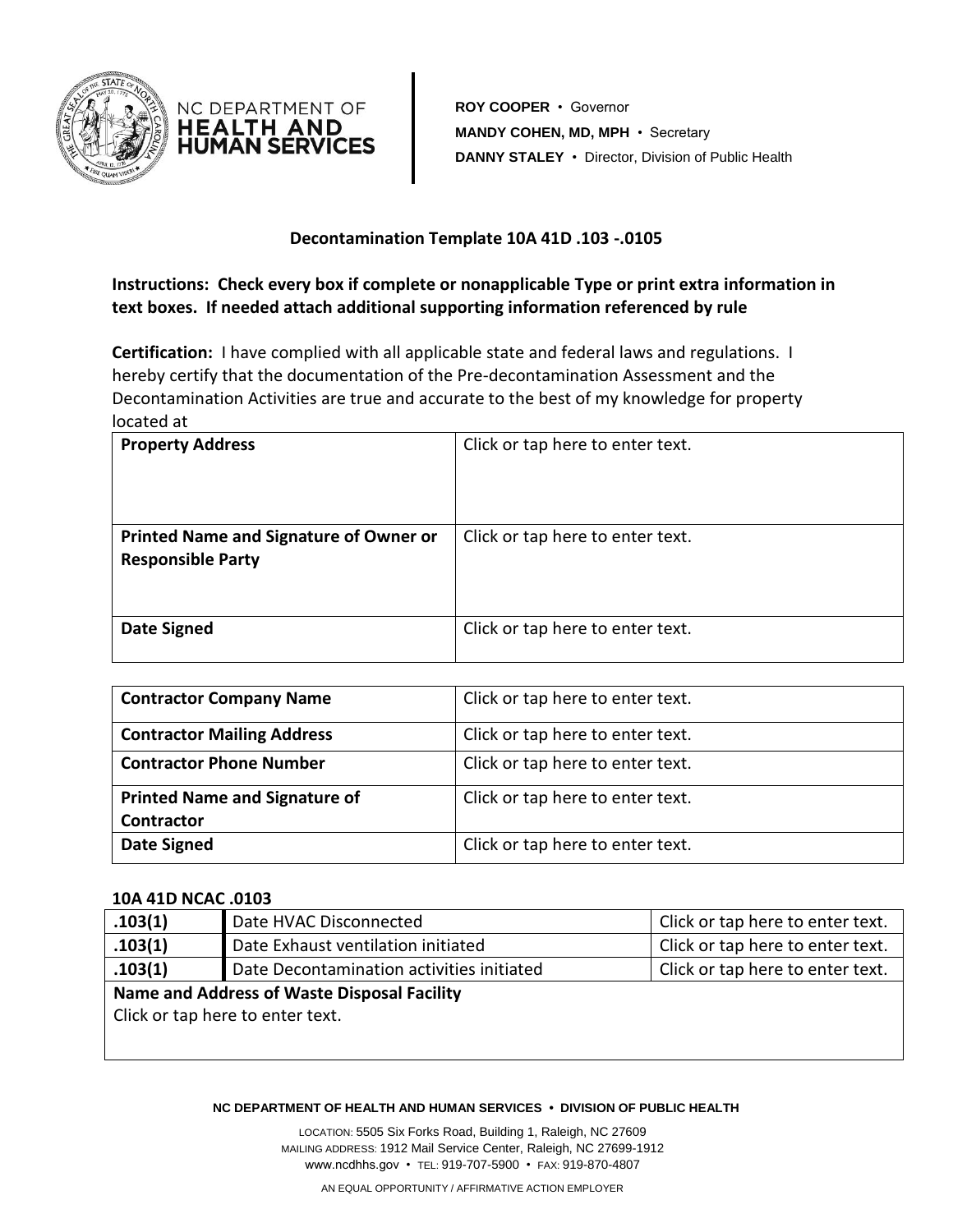NC DEPARTMENT OF **HEALTH AND HUMAN SERVICES**

**ROY COOPER** • Governor
**MANDY COHEN, MD, MPH** • Secretary
**DANNY STALEY** • Director, Division of Public Health

**Decontamination Template 10A 41D .103 -.0105**

**Instructions: Check every box if complete or nonapplicable Type or print extra information in text boxes. If needed attach additional supporting information referenced by rule**

**Certification:** I have complied with all applicable state and federal laws and regulations. I hereby certify that the documentation of the Pre-decontamination Assessment and the Decontamination Activities are true and accurate to the best of my knowledge for property located at

| | |
|---|---|
| **Property Address** | Click or tap here to enter text. |
| **Printed Name and Signature of Owner or Responsible Party** | Click or tap here to enter text. |
| **Date Signed** | Click or tap here to enter text. |

| | |
|---|---|
| **Contractor Company Name** | Click or tap here to enter text. |
| **Contractor Mailing Address** | Click or tap here to enter text. |
| **Contractor Phone Number** | Click or tap here to enter text. |
| **Printed Name and Signature of Contractor** | Click or tap here to enter text. |
| **Date Signed** | Click or tap here to enter text. |

**10A 41D NCAC .0103**

| | | |
|---|---|---|
| **.103(1)** | Date HVAC Disconnected | Click or tap here to enter text. |
| **.103(1)** | Date Exhaust ventilation initiated | Click or tap here to enter text. |
| **.103(1)** | Date Decontamination activities initiated | Click or tap here to enter text. |
| **Name and Address of Waste Disposal Facility**<br>Click or tap here to enter text. | | |

**NC DEPARTMENT OF HEALTH AND HUMAN SERVICES • DIVISION OF PUBLIC HEALTH**

LOCATION: 5505 Six Forks Road, Building 1, Raleigh, NC 27609
MAILING ADDRESS: 1912 Mail Service Center, Raleigh, NC 27699-1912
www.ncdhhs.gov • TEL: 919-707-5900 • FAX: 919-870-4807

AN EQUAL OPPORTUNITY / AFFIRMATIVE ACTION EMPLOYER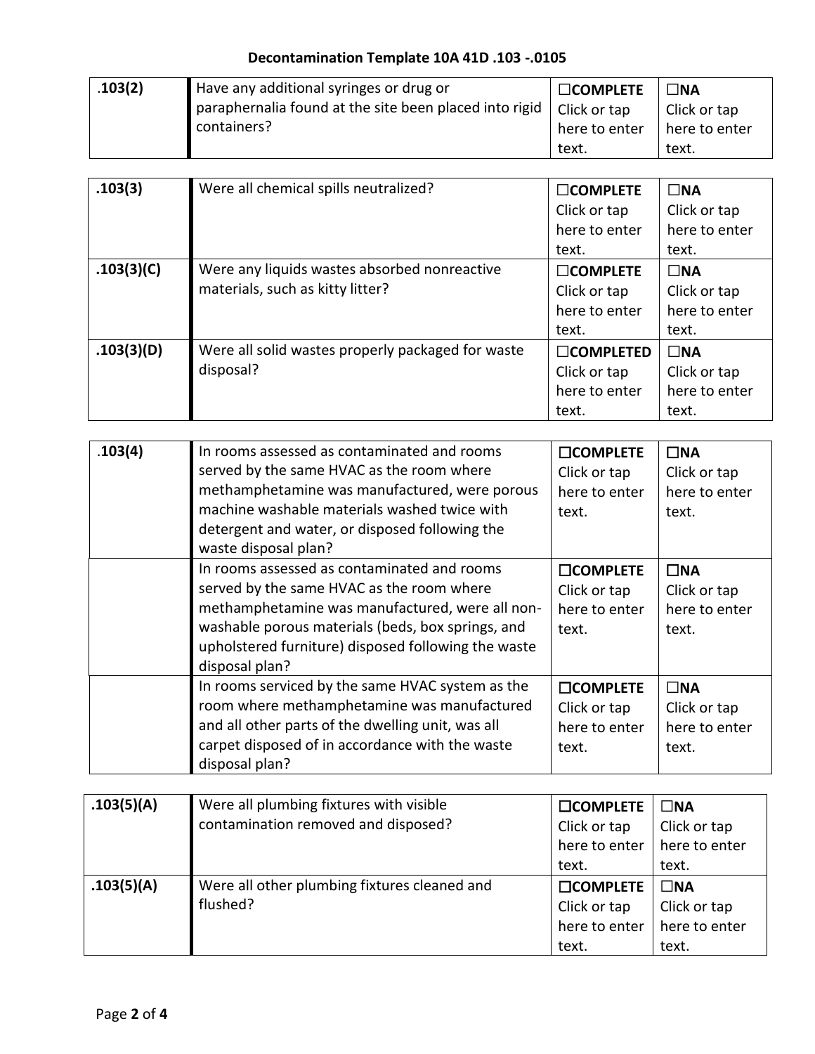# Decontamination Template 10A 41D .103 -.0105

| .103(2) | Have any additional syringes or drug or paraphernalia found at the site been placed into rigid containers? | ☐COMPLETE Click or tap here to enter text. | ☐NA Click or tap here to enter text. |
|---|---|---|---|

| .103(3) | Were all chemical spills neutralized? | ☐COMPLETE Click or tap here to enter text. | ☐NA Click or tap here to enter text. |
|---|---|---|---|
| .103(3)(C) | Were any liquids wastes absorbed nonreactive materials, such as kitty litter? | ☐COMPLETE Click or tap here to enter text. | ☐NA Click or tap here to enter text. |
| .103(3)(D) | Were all solid wastes properly packaged for waste disposal? | ☐COMPLETED Click or tap here to enter text. | ☐NA Click or tap here to enter text. |

| .103(4) | In rooms assessed as contaminated and rooms served by the same HVAC as the room where methamphetamine was manufactured, were porous machine washable materials washed twice with detergent and water, or disposed following the waste disposal plan? | ☐COMPLETE Click or tap here to enter text. | ☐NA Click or tap here to enter text. |
|---|---|---|---|
| | In rooms assessed as contaminated and rooms served by the same HVAC as the room where methamphetamine was manufactured, were all non-washable porous materials (beds, box springs, and upholstered furniture) disposed following the waste disposal plan? | ☐COMPLETE Click or tap here to enter text. | ☐NA Click or tap here to enter text. |
| | In rooms serviced by the same HVAC system as the room where methamphetamine was manufactured and all other parts of the dwelling unit, was all carpet disposed of in accordance with the waste disposal plan? | ☐COMPLETE Click or tap here to enter text. | ☐NA Click or tap here to enter text. |

| .103(5)(A) | Were all plumbing fixtures with visible contamination removed and disposed? | ☐COMPLETE Click or tap here to enter text. | ☐NA Click or tap here to enter text. |
|---|---|---|---|
| .103(5)(A) | Were all other plumbing fixtures cleaned and flushed? | ☐COMPLETE Click or tap here to enter text. | ☐NA Click or tap here to enter text. |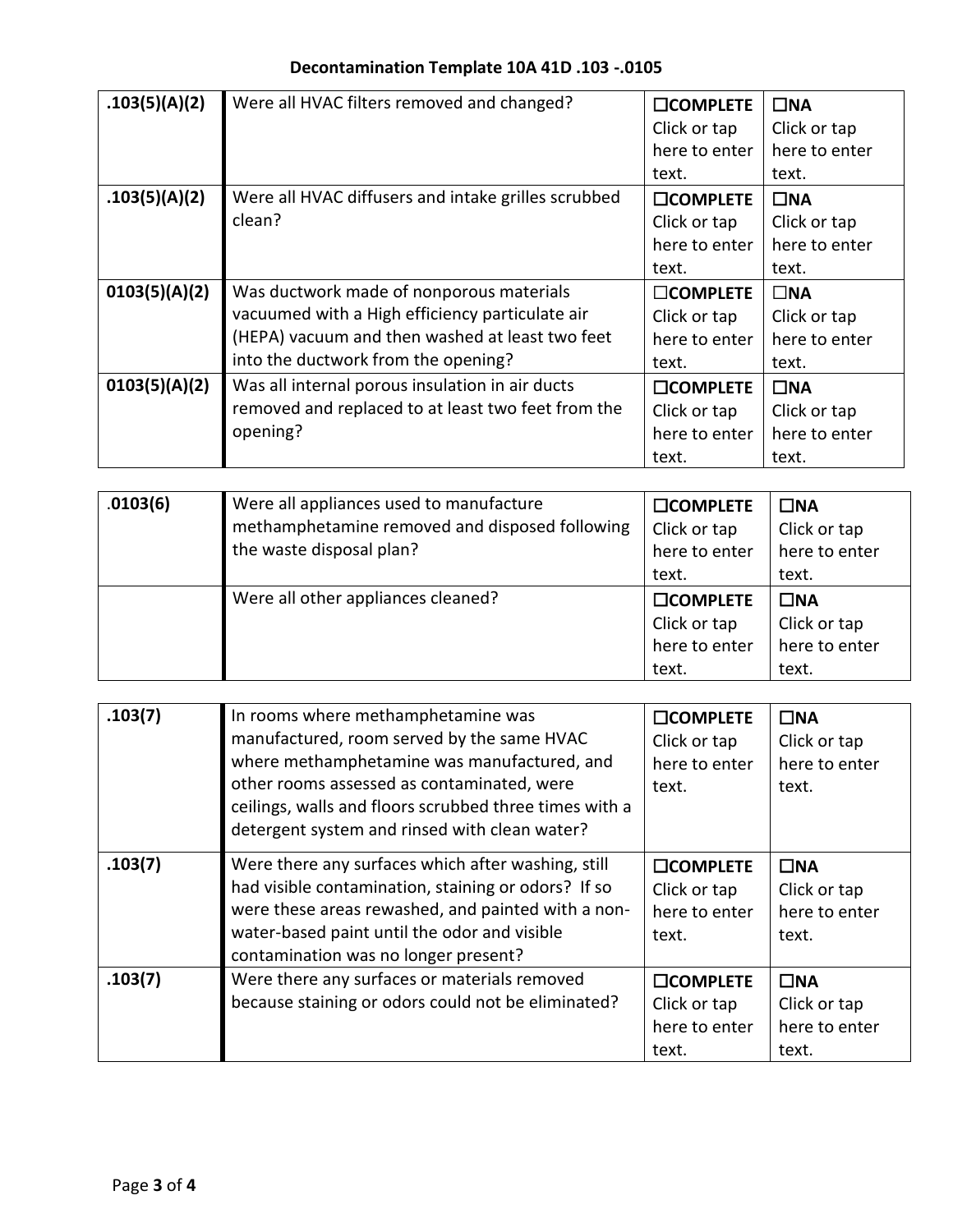**Decontamination Template 10A 41D .103 -.0105**

| | | | |
|---|---|---|---|
| **.103(5)(A)(2)** | Were all HVAC filters removed and changed? | ☐**COMPLETE** Click or tap here to enter text. | ☐**NA** Click or tap here to enter text. |
| **.103(5)(A)(2)** | Were all HVAC diffusers and intake grilles scrubbed clean? | ☐**COMPLETE** Click or tap here to enter text. | ☐**NA** Click or tap here to enter text. |
| **0103(5)(A)(2)** | Was ductwork made of nonporous materials vacuumed with a High efficiency particulate air (HEPA) vacuum and then washed at least two feet into the ductwork from the opening? | ☐**COMPLETE** Click or tap here to enter text. | ☐**NA** Click or tap here to enter text. |
| **0103(5)(A)(2)** | Was all internal porous insulation in air ducts removed and replaced to at least two feet from the opening? | ☐**COMPLETE** Click or tap here to enter text. | ☐**NA** Click or tap here to enter text. |

| | | | |
|---|---|---|---|
| .**0103(6)** | Were all appliances used to manufacture methamphetamine removed and disposed following the waste disposal plan? | ☐**COMPLETE** Click or tap here to enter text. | ☐**NA** Click or tap here to enter text. |
| | Were all other appliances cleaned? | ☐**COMPLETE** Click or tap here to enter text. | ☐**NA** Click or tap here to enter text. |

| | | | |
|---|---|---|---|
| **.103(7)** | In rooms where methamphetamine was manufactured, room served by the same HVAC where methamphetamine was manufactured, and other rooms assessed as contaminated, were ceilings, walls and floors scrubbed three times with a detergent system and rinsed with clean water? | ☐**COMPLETE** Click or tap here to enter text. | ☐**NA** Click or tap here to enter text. |
| **.103(7)** | Were there any surfaces which after washing, still had visible contamination, staining or odors? If so were these areas rewashed, and painted with a non-water-based paint until the odor and visible contamination was no longer present? | ☐**COMPLETE** Click or tap here to enter text. | ☐**NA** Click or tap here to enter text. |
| **.103(7)** | Were there any surfaces or materials removed because staining or odors could not be eliminated? | ☐**COMPLETE** Click or tap here to enter text. | ☐**NA** Click or tap here to enter text. |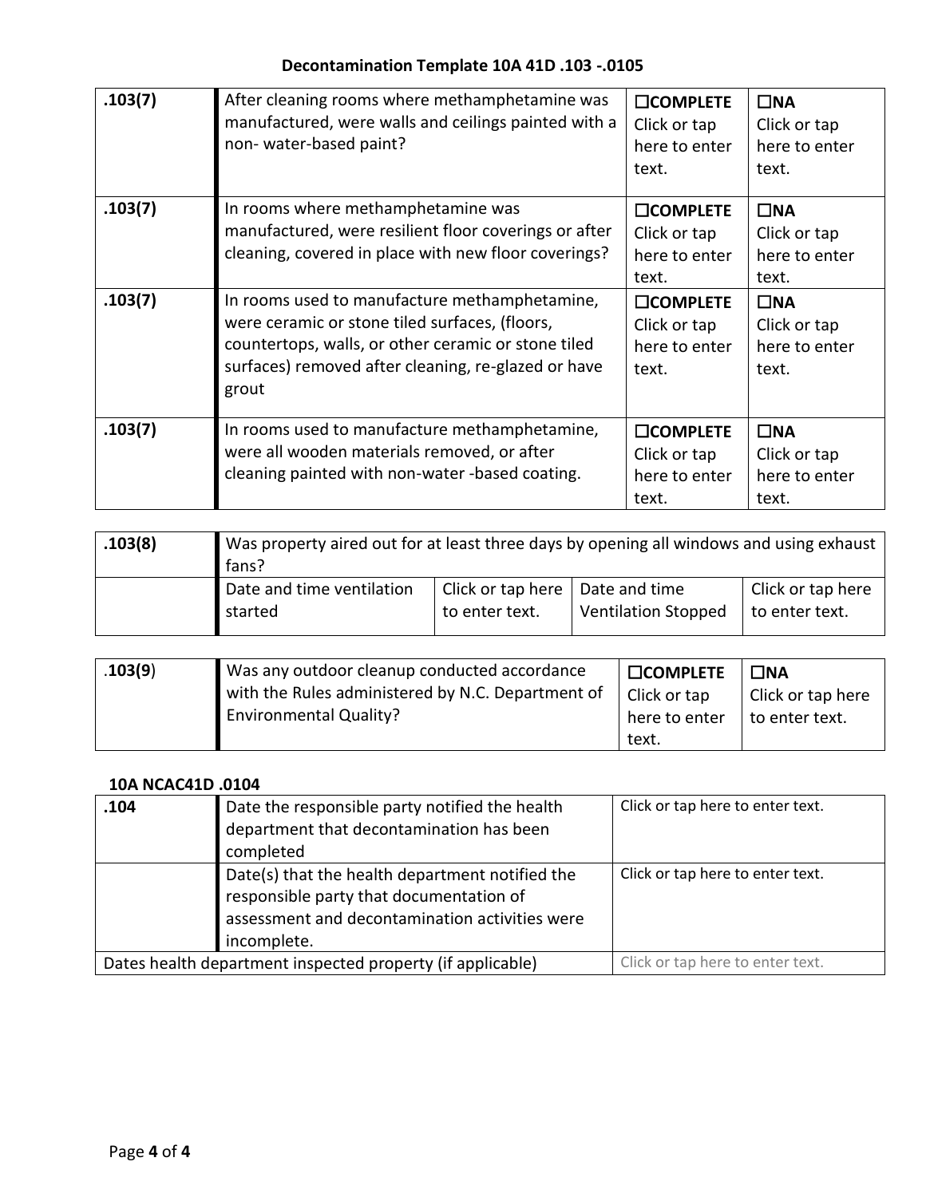| | | | |
|---|---|---|---|
| **.103(7)** | After cleaning rooms where methamphetamine was manufactured, were walls and ceilings painted with a non- water-based paint? | ☐**COMPLETE** Click or tap here to enter text. | ☐**NA** Click or tap here to enter text. |
| **.103(7)** | In rooms where methamphetamine was manufactured, were resilient floor coverings or after cleaning, covered in place with new floor coverings? | ☐**COMPLETE** Click or tap here to enter text. | ☐**NA** Click or tap here to enter text. |
| **.103(7)** | In rooms used to manufacture methamphetamine, were ceramic or stone tiled surfaces, (floors, countertops, walls, or other ceramic or stone tiled surfaces) removed after cleaning, re-glazed or have grout | ☐**COMPLETE** Click or tap here to enter text. | ☐**NA** Click or tap here to enter text. |
| **.103(7)** | In rooms used to manufacture methamphetamine, were all wooden materials removed, or after cleaning painted with non-water -based coating. | ☐**COMPLETE** Click or tap here to enter text. | ☐**NA** Click or tap here to enter text. |

| | | | | |
|---|---|---|---|---|
| **.103(8)** | Was property aired out for at least three days by opening all windows and using exhaust fans? | | | |
| | Date and time ventilation started | Click or tap here to enter text. | Date and time Ventilation Stopped | Click or tap here to enter text. |

| | | | |
|---|---|---|---|
| .**103(9**) | Was any outdoor cleanup conducted accordance with the Rules administered by N.C. Department of Environmental Quality? | ☐**COMPLETE** Click or tap here to enter text. | ☐**NA** Click or tap here to enter text. |

**10A NCAC41D .0104**

| | | |
|---|---|---|
| **.104** | Date the responsible party notified the health department that decontamination has been completed | Click or tap here to enter text. |
| | Date(s) that the health department notified the responsible party that documentation of assessment and decontamination activities were incomplete. | Click or tap here to enter text. |
| Dates health department inspected property (if applicable) | | Click or tap here to enter text. |